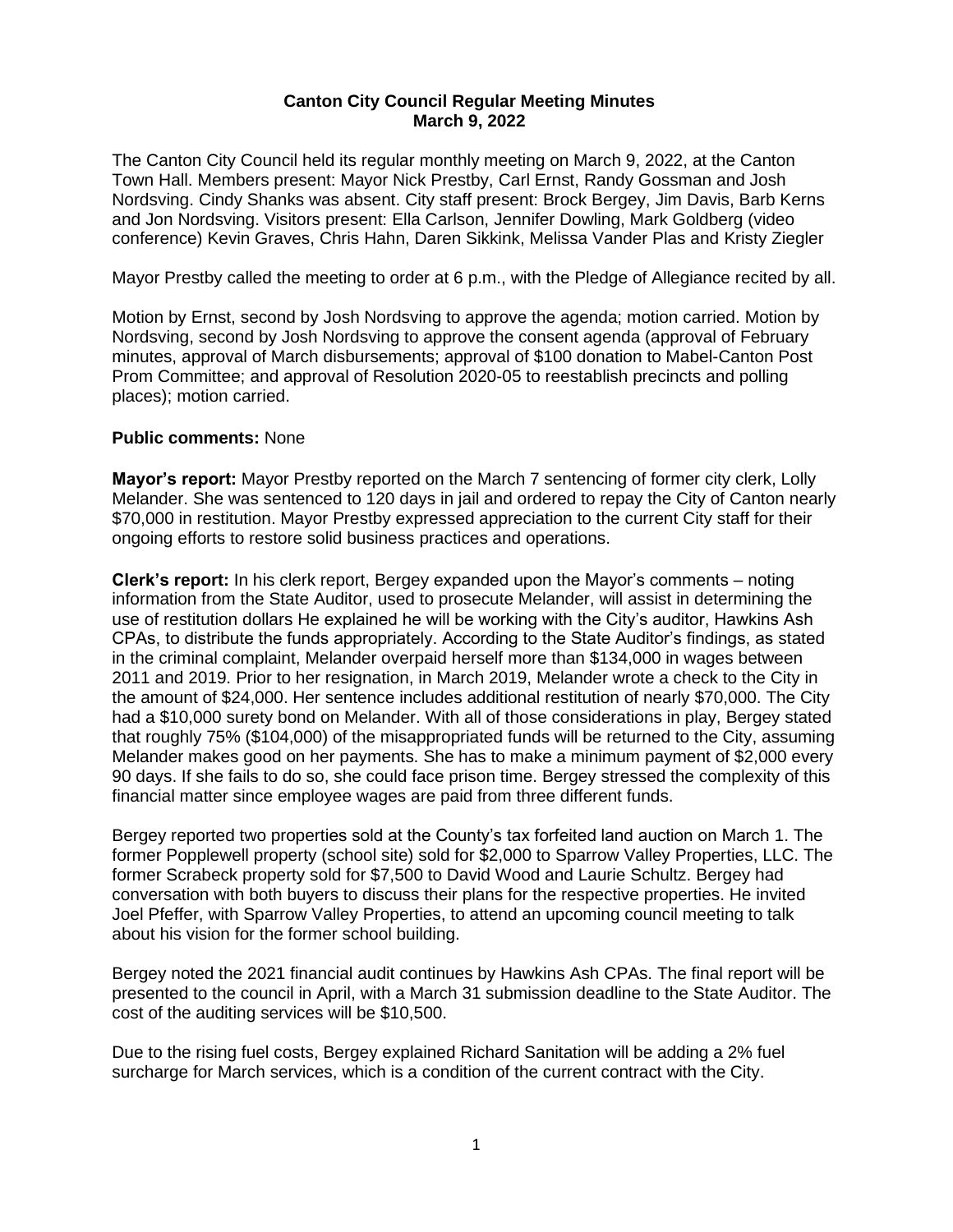# Canton City Council Regular Meeting Minutes
## March 9, 2022

The Canton City Council held its regular monthly meeting on March 9, 2022, at the Canton Town Hall. Members present: Mayor Nick Prestby, Carl Ernst, Randy Gossman and Josh Nordsving. Cindy Shanks was absent. City staff present: Brock Bergey, Jim Davis, Barb Kerns and Jon Nordsving. Visitors present: Ella Carlson, Jennifer Dowling, Mark Goldberg (video conference) Kevin Graves, Chris Hahn, Daren Sikkink, Melissa Vander Plas and Kristy Ziegler

Mayor Prestby called the meeting to order at 6 p.m., with the Pledge of Allegiance recited by all.

Motion by Ernst, second by Josh Nordsving to approve the agenda; motion carried. Motion by Nordsving, second by Josh Nordsving to approve the consent agenda (approval of February minutes, approval of March disbursements; approval of $100 donation to Mabel-Canton Post Prom Committee; and approval of Resolution 2020-05 to reestablish precincts and polling places); motion carried.

**Public comments:** None

**Mayor's report:** Mayor Prestby reported on the March 7 sentencing of former city clerk, Lolly Melander. She was sentenced to 120 days in jail and ordered to repay the City of Canton nearly $70,000 in restitution. Mayor Prestby expressed appreciation to the current City staff for their ongoing efforts to restore solid business practices and operations.

**Clerk's report:** In his clerk report, Bergey expanded upon the Mayor's comments – noting information from the State Auditor, used to prosecute Melander, will assist in determining the use of restitution dollars He explained he will be working with the City's auditor, Hawkins Ash CPAs, to distribute the funds appropriately. According to the State Auditor's findings, as stated in the criminal complaint, Melander overpaid herself more than $134,000 in wages between 2011 and 2019. Prior to her resignation, in March 2019, Melander wrote a check to the City in the amount of $24,000. Her sentence includes additional restitution of nearly $70,000. The City had a $10,000 surety bond on Melander. With all of those considerations in play, Bergey stated that roughly 75% ($104,000) of the misappropriated funds will be returned to the City, assuming Melander makes good on her payments. She has to make a minimum payment of $2,000 every 90 days. If she fails to do so, she could face prison time. Bergey stressed the complexity of this financial matter since employee wages are paid from three different funds.

Bergey reported two properties sold at the County's tax forfeited land auction on March 1. The former Popplewell property (school site) sold for $2,000 to Sparrow Valley Properties, LLC. The former Scrabeck property sold for $7,500 to David Wood and Laurie Schultz. Bergey had conversation with both buyers to discuss their plans for the respective properties. He invited Joel Pfeffer, with Sparrow Valley Properties, to attend an upcoming council meeting to talk about his vision for the former school building.

Bergey noted the 2021 financial audit continues by Hawkins Ash CPAs. The final report will be presented to the council in April, with a March 31 submission deadline to the State Auditor. The cost of the auditing services will be $10,500.

Due to the rising fuel costs, Bergey explained Richard Sanitation will be adding a 2% fuel surcharge for March services, which is a condition of the current contract with the City.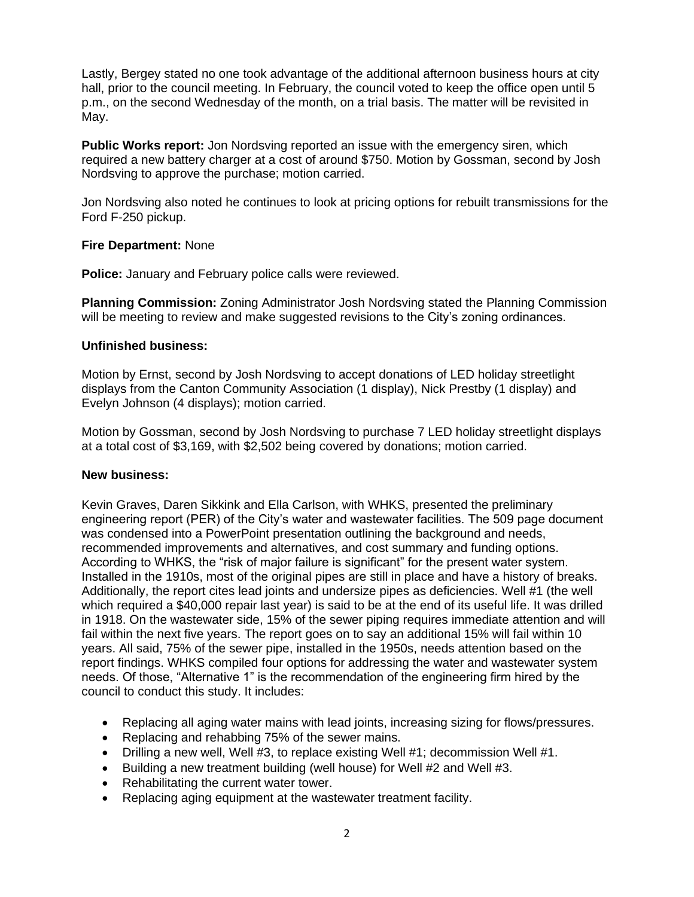Lastly, Bergey stated no one took advantage of the additional afternoon business hours at city hall, prior to the council meeting. In February, the council voted to keep the office open until 5 p.m., on the second Wednesday of the month, on a trial basis. The matter will be revisited in May.

**Public Works report:** Jon Nordsving reported an issue with the emergency siren, which required a new battery charger at a cost of around $750. Motion by Gossman, second by Josh Nordsving to approve the purchase; motion carried.

Jon Nordsving also noted he continues to look at pricing options for rebuilt transmissions for the Ford F-250 pickup.

**Fire Department:** None

**Police:** January and February police calls were reviewed.

**Planning Commission:** Zoning Administrator Josh Nordsving stated the Planning Commission will be meeting to review and make suggested revisions to the City's zoning ordinances.

**Unfinished business:**

Motion by Ernst, second by Josh Nordsving to accept donations of LED holiday streetlight displays from the Canton Community Association (1 display), Nick Prestby (1 display) and Evelyn Johnson (4 displays); motion carried.

Motion by Gossman, second by Josh Nordsving to purchase 7 LED holiday streetlight displays at a total cost of $3,169, with $2,502 being covered by donations; motion carried.

**New business:**

Kevin Graves, Daren Sikkink and Ella Carlson, with WHKS, presented the preliminary engineering report (PER) of the City's water and wastewater facilities. The 509 page document was condensed into a PowerPoint presentation outlining the background and needs, recommended improvements and alternatives, and cost summary and funding options. According to WHKS, the "risk of major failure is significant" for the present water system. Installed in the 1910s, most of the original pipes are still in place and have a history of breaks. Additionally, the report cites lead joints and undersize pipes as deficiencies. Well #1 (the well which required a $40,000 repair last year) is said to be at the end of its useful life. It was drilled in 1918. On the wastewater side, 15% of the sewer piping requires immediate attention and will fail within the next five years. The report goes on to say an additional 15% will fail within 10 years. All said, 75% of the sewer pipe, installed in the 1950s, needs attention based on the report findings. WHKS compiled four options for addressing the water and wastewater system needs. Of those, "Alternative 1" is the recommendation of the engineering firm hired by the council to conduct this study. It includes:

- Replacing all aging water mains with lead joints, increasing sizing for flows/pressures.
- Replacing and rehabbing 75% of the sewer mains.
- Drilling a new well, Well #3, to replace existing Well #1; decommission Well #1.
- Building a new treatment building (well house) for Well #2 and Well #3.
- Rehabilitating the current water tower.
- Replacing aging equipment at the wastewater treatment facility.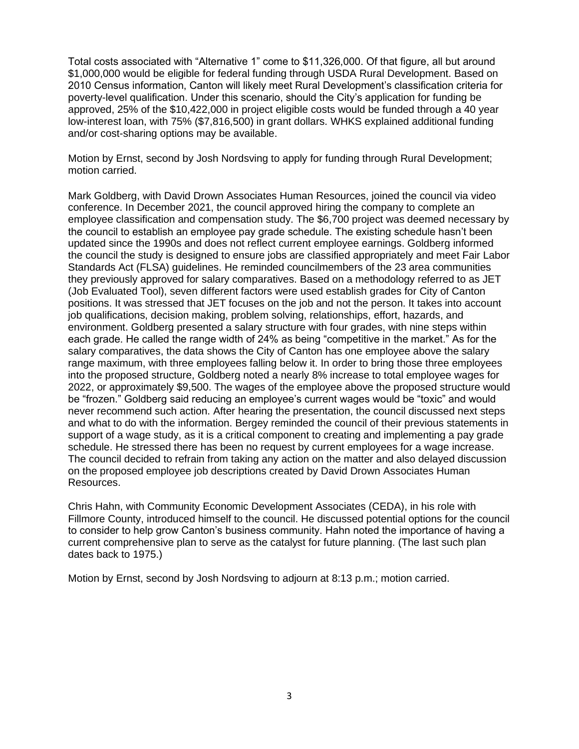Total costs associated with “Alternative 1” come to $11,326,000. Of that figure, all but around $1,000,000 would be eligible for federal funding through USDA Rural Development. Based on 2010 Census information, Canton will likely meet Rural Development’s classification criteria for poverty-level qualification. Under this scenario, should the City’s application for funding be approved, 25% of the $10,422,000 in project eligible costs would be funded through a 40 year low-interest loan, with 75% ($7,816,500) in grant dollars. WHKS explained additional funding and/or cost-sharing options may be available.

Motion by Ernst, second by Josh Nordsving to apply for funding through Rural Development; motion carried.

Mark Goldberg, with David Drown Associates Human Resources, joined the council via video conference. In December 2021, the council approved hiring the company to complete an employee classification and compensation study. The $6,700 project was deemed necessary by the council to establish an employee pay grade schedule. The existing schedule hasn’t been updated since the 1990s and does not reflect current employee earnings. Goldberg informed the council the study is designed to ensure jobs are classified appropriately and meet Fair Labor Standards Act (FLSA) guidelines. He reminded councilmembers of the 23 area communities they previously approved for salary comparatives. Based on a methodology referred to as JET (Job Evaluated Tool), seven different factors were used establish grades for City of Canton positions. It was stressed that JET focuses on the job and not the person. It takes into account job qualifications, decision making, problem solving, relationships, effort, hazards, and environment. Goldberg presented a salary structure with four grades, with nine steps within each grade. He called the range width of 24% as being “competitive in the market.” As for the salary comparatives, the data shows the City of Canton has one employee above the salary range maximum, with three employees falling below it. In order to bring those three employees into the proposed structure, Goldberg noted a nearly 8% increase to total employee wages for 2022, or approximately $9,500. The wages of the employee above the proposed structure would be “frozen.” Goldberg said reducing an employee’s current wages would be “toxic” and would never recommend such action. After hearing the presentation, the council discussed next steps and what to do with the information. Bergey reminded the council of their previous statements in support of a wage study, as it is a critical component to creating and implementing a pay grade schedule. He stressed there has been no request by current employees for a wage increase. The council decided to refrain from taking any action on the matter and also delayed discussion on the proposed employee job descriptions created by David Drown Associates Human Resources.

Chris Hahn, with Community Economic Development Associates (CEDA), in his role with Fillmore County, introduced himself to the council. He discussed potential options for the council to consider to help grow Canton’s business community. Hahn noted the importance of having a current comprehensive plan to serve as the catalyst for future planning. (The last such plan dates back to 1975.)

Motion by Ernst, second by Josh Nordsving to adjourn at 8:13 p.m.; motion carried.